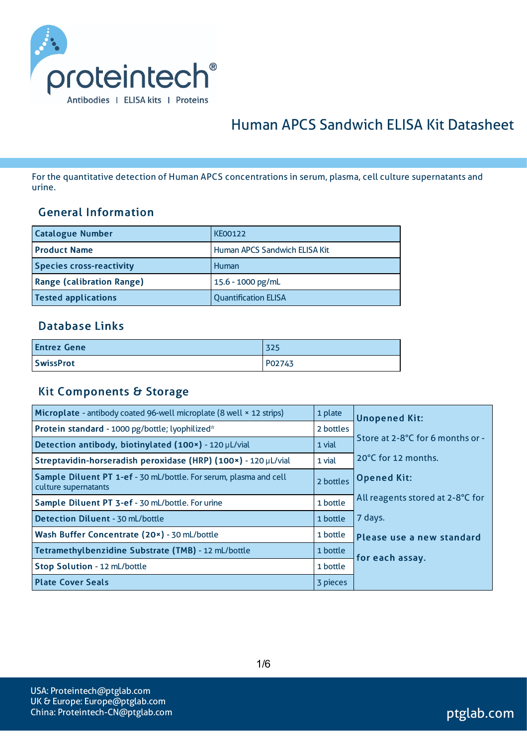# Human APCS Sandwich ELISA Kit Datasheet

For the quantitative detection of Human APCS concentrations in serum, plasma, cell culture supernatants and urine.

## General Information

| Catalogue Number | KE00122 |
|---|---|
| Product Name | Human APCS Sandwich ELISA Kit |
| Species cross-reactivity | Human |
| Range (calibration Range) | 15.6 - 1000 pg/mL |
| Tested applications | Quantification ELISA |

## Database Links

| Entrez Gene | 325 |
|---|---|
| SwissProt | P02743 |

## Kit Components & Storage

| Component | Quantity | Storage |
|---|---|---|
| **Microplate** - antibody coated 96-well microplate (8 well × 12 strips) | 1 plate | **Unopened Kit:** Store at 2-8°C for 6 months or -20°C for 12 months. **Opened Kit:** All reagents stored at 2-8°C for 7 days. **Please use a new standard for each assay.** |
| **Protein standard** - 1000 pg/bottle; lyophilized* | 2 bottles | |
| **Detection antibody, biotinylated (100×)** - 120 μL/vial | 1 vial | |
| **Streptavidin-horseradish peroxidase (HRP) (100×)** - 120 μL/vial | 1 vial | |
| **Sample Diluent PT 1-ef** - 30 mL/bottle. For serum, plasma and cell culture supernatants | 2 bottles | |
| **Sample Diluent PT 3-ef** - 30 mL/bottle. For urine | 1 bottle | |
| **Detection Diluent** - 30 mL/bottle | 1 bottle | |
| **Wash Buffer Concentrate (20×)** - 30 mL/bottle | 1 bottle | |
| **Tetramethylbenzidine Substrate (TMB)** - 12 mL/bottle | 1 bottle | |
| **Stop Solution** - 12 mL/bottle | 1 bottle | |
| **Plate Cover Seals** | 3 pieces | |

USA: Proteintech@ptglab.com
UK & Europe: Europe@ptglab.com
China: Proteintech-CN@ptglab.com

ptglab.com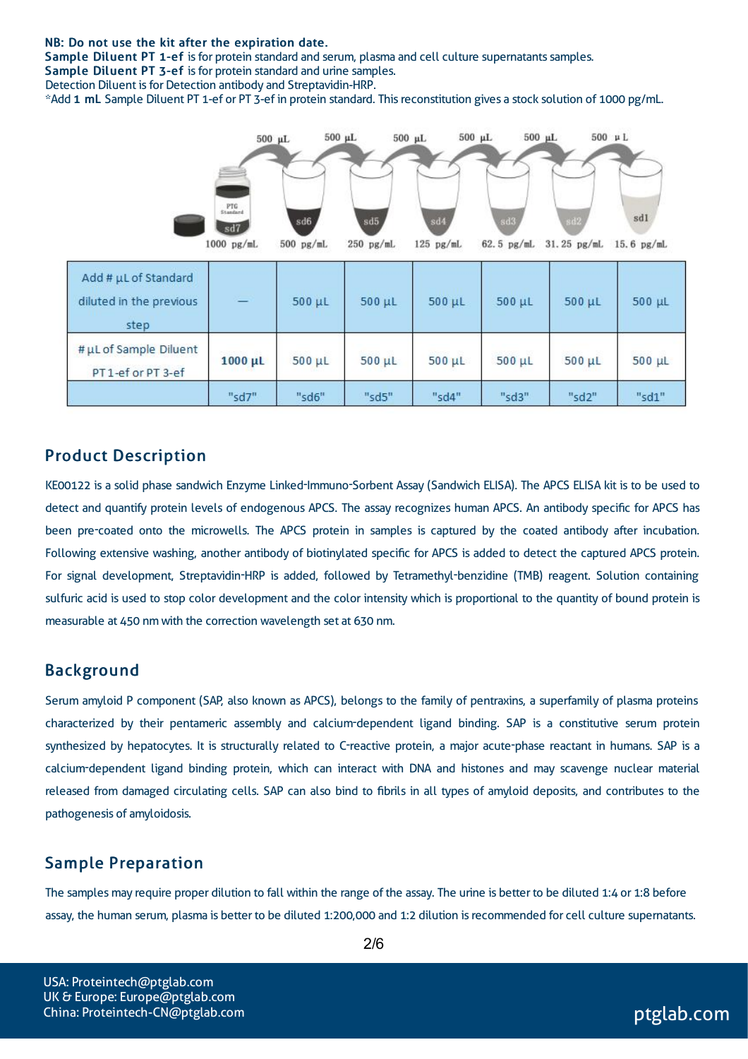**NB: Do not use the kit after the expiration date.**
**Sample Diluent PT 1-ef** is for protein standard and serum, plasma and cell culture supernatants samples.
**Sample Diluent PT 3-ef** is for protein standard and urine samples.
Detection Diluent is for Detection antibody and Streptavidin-HRP.
*Add **1 mL** Sample Diluent PT 1-ef or PT 3-ef in protein standard. This reconstitution gives a stock solution of 1000 pg/mL.

500 µL → 500 µL → 500 µL → 500 µL → 500 µL → 500 µL

sd7: 1000 pg/mL | sd6: 500 pg/mL | sd5: 250 pg/mL | sd4: 125 pg/mL | sd3: 62.5 pg/mL | sd2: 31.25 pg/mL | sd1: 15.6 pg/mL

| Add # µL of Standard diluted in the previous step | — | 500 µL | 500 µL | 500 µL | 500 µL | 500 µL | 500 µL |
|---|---|---|---|---|---|---|---|
| # µL of Sample Diluent PT 1-ef or PT 3-ef | **1000 µL** | 500 µL | 500 µL | 500 µL | 500 µL | 500 µL | 500 µL |
| | "sd7" | "sd6" | "sd5" | "sd4" | "sd3" | "sd2" | "sd1" |

## Product Description

KE00122 is a solid phase sandwich Enzyme Linked-Immuno-Sorbent Assay (Sandwich ELISA). The APCS ELISA kit is to be used to detect and quantify protein levels of endogenous APCS. The assay recognizes human APCS. An antibody specific for APCS has been pre-coated onto the microwells. The APCS protein in samples is captured by the coated antibody after incubation. Following extensive washing, another antibody of biotinylated specific for APCS is added to detect the captured APCS protein. For signal development, Streptavidin-HRP is added, followed by Tetramethyl-benzidine (TMB) reagent. Solution containing sulfuric acid is used to stop color development and the color intensity which is proportional to the quantity of bound protein is measurable at 450 nm with the correction wavelength set at 630 nm.

## Background

Serum amyloid P component (SAP, also known as APCS), belongs to the family of pentraxins, a superfamily of plasma proteins characterized by their pentameric assembly and calcium-dependent ligand binding. SAP is a constitutive serum protein synthesized by hepatocytes. It is structurally related to C-reactive protein, a major acute-phase reactant in humans. SAP is a calcium-dependent ligand binding protein, which can interact with DNA and histones and may scavenge nuclear material released from damaged circulating cells. SAP can also bind to fibrils in all types of amyloid deposits, and contributes to the pathogenesis of amyloidosis.

## Sample Preparation

The samples may require proper dilution to fall within the range of the assay. The urine is better to be diluted 1:4 or 1:8 before assay, the human serum, plasma is better to be diluted 1:200,000 and 1:2 dilution is recommended for cell culture supernatants.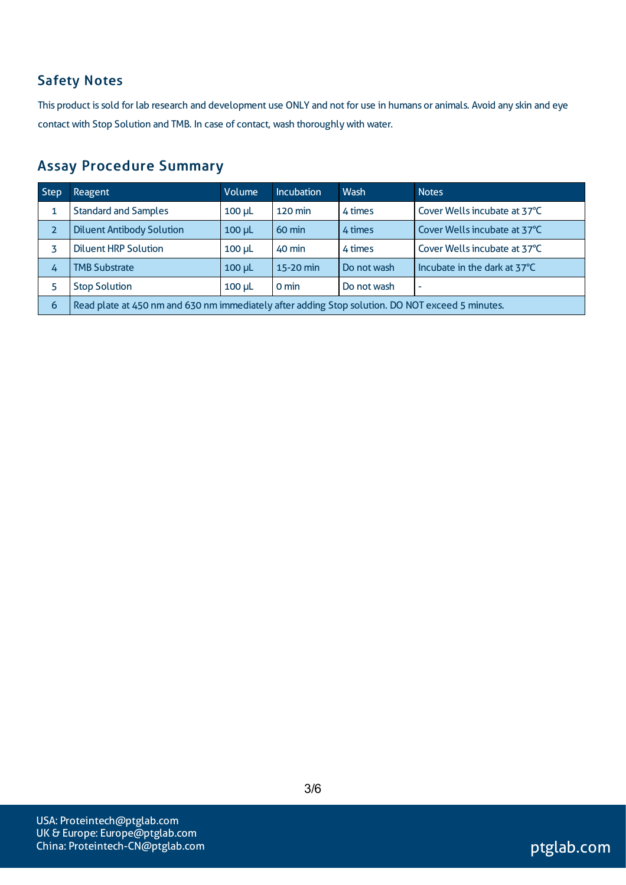## Safety Notes

This product is sold for lab research and development use ONLY and not for use in humans or animals. Avoid any skin and eye contact with Stop Solution and TMB. In case of contact, wash thoroughly with water.

## Assay Procedure Summary

| Step | Reagent | Volume | Incubation | Wash | Notes |
|---|---|---|---|---|---|
| 1 | Standard and Samples | 100 µL | 120 min | 4 times | Cover Wells incubate at 37°C |
| 2 | Diluent Antibody Solution | 100 µL | 60 min | 4 times | Cover Wells incubate at 37°C |
| 3 | Diluent HRP Solution | 100 µL | 40 min | 4 times | Cover Wells incubate at 37°C |
| 4 | TMB Substrate | 100 µL | 15-20 min | Do not wash | Incubate in the dark at 37°C |
| 5 | Stop Solution | 100 µL | 0 min | Do not wash | - |
| 6 | Read plate at 450 nm and 630 nm immediately after adding Stop solution. DO NOT exceed 5 minutes. | | | | |

USA: Proteintech@ptglab.com
UK & Europe: Europe@ptglab.com
China: Proteintech-CN@ptglab.com

ptglab.com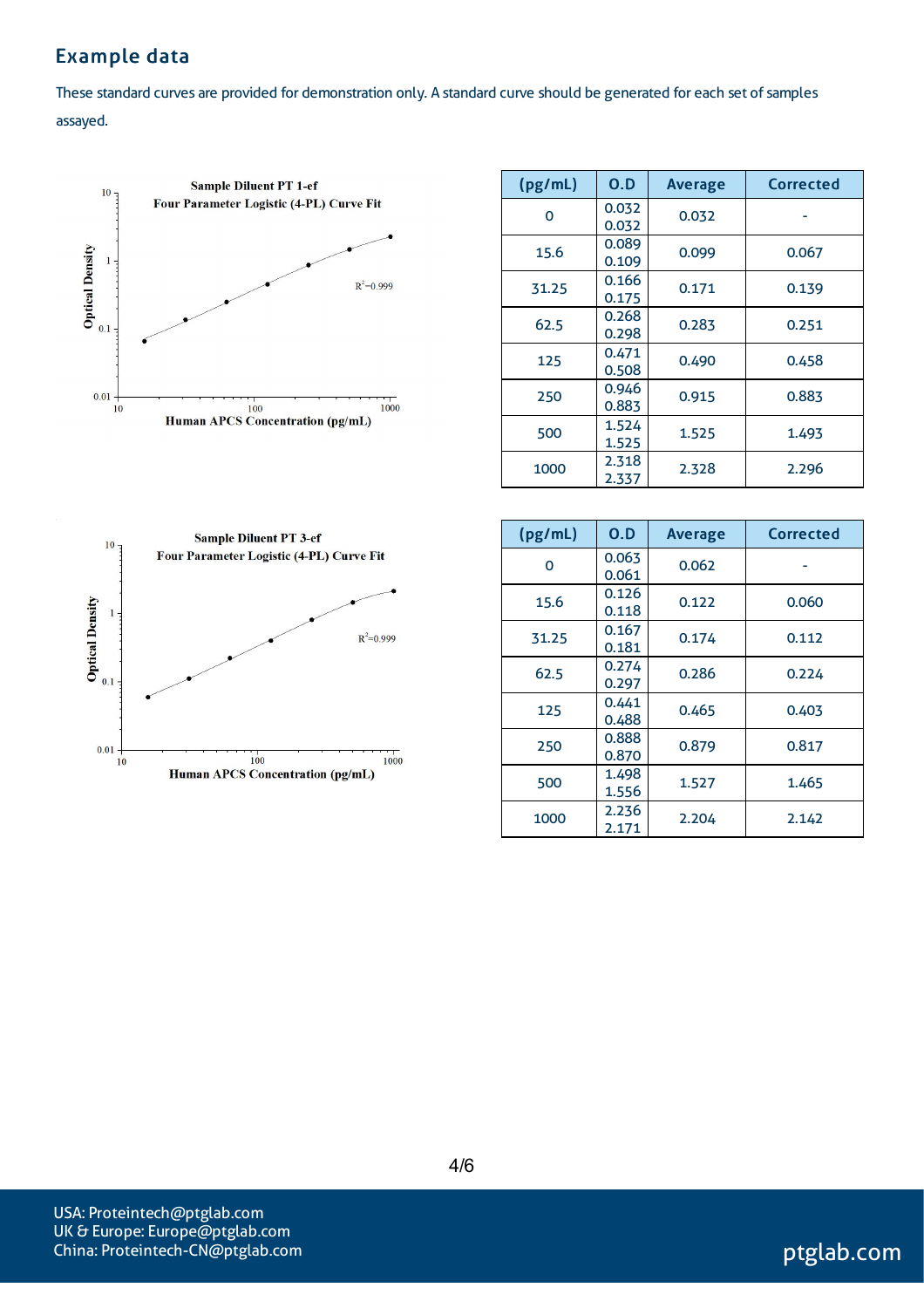## Example data

These standard curves are provided for demonstration only. A standard curve should be generated for each set of samples assayed.

Sample Diluent PT 1-ef
Four Parameter Logistic (4-PL) Curve Fit

| (pg/mL) | O.D | Average | Corrected |
|---|---|---|---|
| 0 | 0.032<br>0.032 | 0.032 | - |
| 15.6 | 0.089<br>0.109 | 0.099 | 0.067 |
| 31.25 | 0.166<br>0.175 | 0.171 | 0.139 |
| 62.5 | 0.268<br>0.298 | 0.283 | 0.251 |
| 125 | 0.471<br>0.508 | 0.490 | 0.458 |
| 250 | 0.946<br>0.883 | 0.915 | 0.883 |
| 500 | 1.524<br>1.525 | 1.525 | 1.493 |
| 1000 | 2.318<br>2.337 | 2.328 | 2.296 |

Sample Diluent PT 3-ef
Four Parameter Logistic (4-PL) Curve Fit

| (pg/mL) | O.D | Average | Corrected |
|---|---|---|---|
| 0 | 0.063<br>0.061 | 0.062 | - |
| 15.6 | 0.126<br>0.118 | 0.122 | 0.060 |
| 31.25 | 0.167<br>0.181 | 0.174 | 0.112 |
| 62.5 | 0.274<br>0.297 | 0.286 | 0.224 |
| 125 | 0.441<br>0.488 | 0.465 | 0.403 |
| 250 | 0.888<br>0.870 | 0.879 | 0.817 |
| 500 | 1.498<br>1.556 | 1.527 | 1.465 |
| 1000 | 2.236<br>2.171 | 2.204 | 2.142 |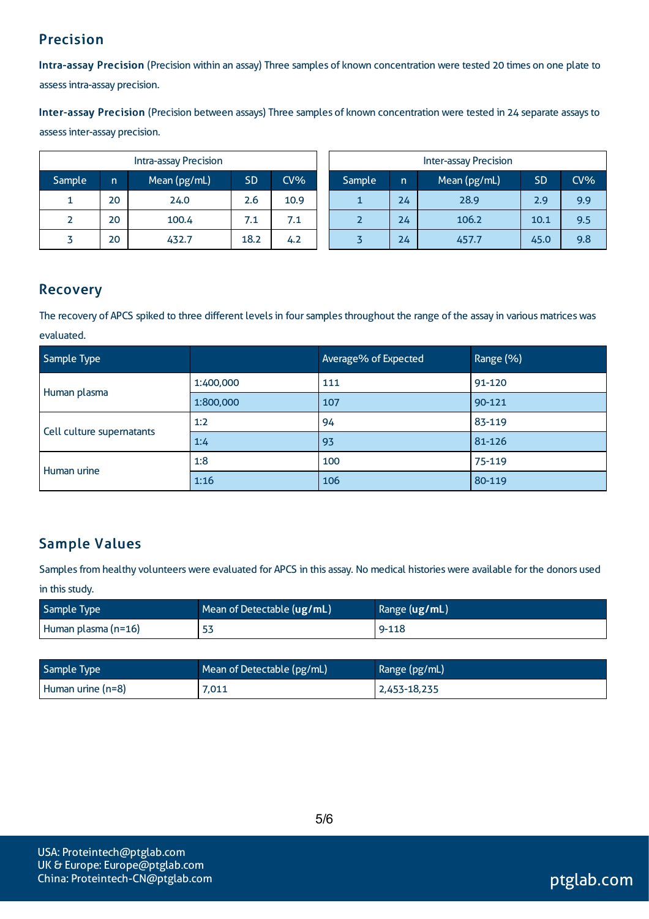## Precision

**Intra-assay Precision** (Precision within an assay) Three samples of known concentration were tested 20 times on one plate to assess intra-assay precision.

**Inter-assay Precision** (Precision between assays) Three samples of known concentration were tested in 24 separate assays to assess inter-assay precision.

| Intra-assay Precision | | | | |
|---|---|---|---|---|
| Sample | n | Mean (pg/mL) | SD | CV% |
| 1 | 20 | 24.0 | 2.6 | 10.9 |
| 2 | 20 | 100.4 | 7.1 | 7.1 |
| 3 | 20 | 432.7 | 18.2 | 4.2 |

| Inter-assay Precision | | | | |
|---|---|---|---|---|
| Sample | n | Mean (pg/mL) | SD | CV% |
| 1 | 24 | 28.9 | 2.9 | 9.9 |
| 2 | 24 | 106.2 | 10.1 | 9.5 |
| 3 | 24 | 457.7 | 45.0 | 9.8 |

## Recovery

The recovery of APCS spiked to three different levels in four samples throughout the range of the assay in various matrices was evaluated.

| Sample Type | | Average% of Expected | Range (%) |
|---|---|---|---|
| Human plasma | 1:400,000 | 111 | 91-120 |
| | 1:800,000 | 107 | 90-121 |
| Cell culture supernatants | 1:2 | 94 | 83-119 |
| | 1:4 | 93 | 81-126 |
| Human urine | 1:8 | 100 | 75-119 |
| | 1:16 | 106 | 80-119 |

## Sample Values

Samples from healthy volunteers were evaluated for APCS in this assay. No medical histories were available for the donors used in this study.

| Sample Type | Mean of Detectable **(ug/mL)** | Range **(ug/mL)** |
|---|---|---|
| Human plasma (n=16) | 53 | 9-118 |

| Sample Type | Mean of Detectable (pg/mL) | Range (pg/mL) |
|---|---|---|
| Human urine (n=8) | 7,011 | 2,453-18,235 |

USA: Proteintech@ptglab.com
UK & Europe: Europe@ptglab.com
China: Proteintech-CN@ptglab.com

ptglab.com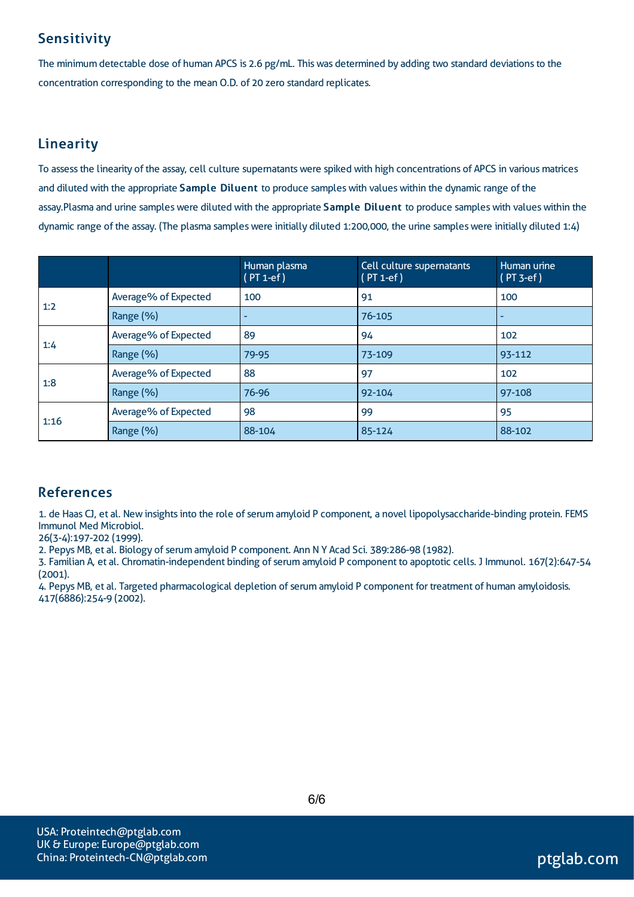## Sensitivity

The minimum detectable dose of human APCS is 2.6 pg/mL. This was determined by adding two standard deviations to the concentration corresponding to the mean O.D. of 20 zero standard replicates.

## Linearity

To assess the linearity of the assay, cell culture supernatants were spiked with high concentrations of APCS in various matrices and diluted with the appropriate **Sample Diluent** to produce samples with values within the dynamic range of the assay.Plasma and urine samples were diluted with the appropriate **Sample Diluent** to produce samples with values within the dynamic range of the assay. (The plasma samples were initially diluted 1:200,000, the urine samples were initially diluted 1:4)

| | | Human plasma ( PT 1-ef ) | Cell culture supernatants ( PT 1-ef ) | Human urine ( PT 3-ef ) |
|---|---|---|---|---|
| 1:2 | Average% of Expected | 100 | 91 | 100 |
| | Range (%) | - | 76-105 | - |
| 1:4 | Average% of Expected | 89 | 94 | 102 |
| | Range (%) | 79-95 | 73-109 | 93-112 |
| 1:8 | Average% of Expected | 88 | 97 | 102 |
| | Range (%) | 76-96 | 92-104 | 97-108 |
| 1:16 | Average% of Expected | 98 | 99 | 95 |
| | Range (%) | 88-104 | 85-124 | 88-102 |

## References

1. de Haas CJ, et al. New insights into the role of serum amyloid P component, a novel lipopolysaccharide-binding protein. FEMS Immunol Med Microbiol. 26(3-4):197-202 (1999).
2. Pepys MB, et al. Biology of serum amyloid P component. Ann N Y Acad Sci. 389:286-98 (1982).
3. Familian A, et al. Chromatin-independent binding of serum amyloid P component to apoptotic cells. J Immunol. 167(2):647-54 (2001).
4. Pepys MB, et al. Targeted pharmacological depletion of serum amyloid P component for treatment of human amyloidosis. 417(6886):254-9 (2002).

USA: Proteintech@ptglab.com
UK & Europe: Europe@ptglab.com
China: Proteintech-CN@ptglab.com

ptglab.com